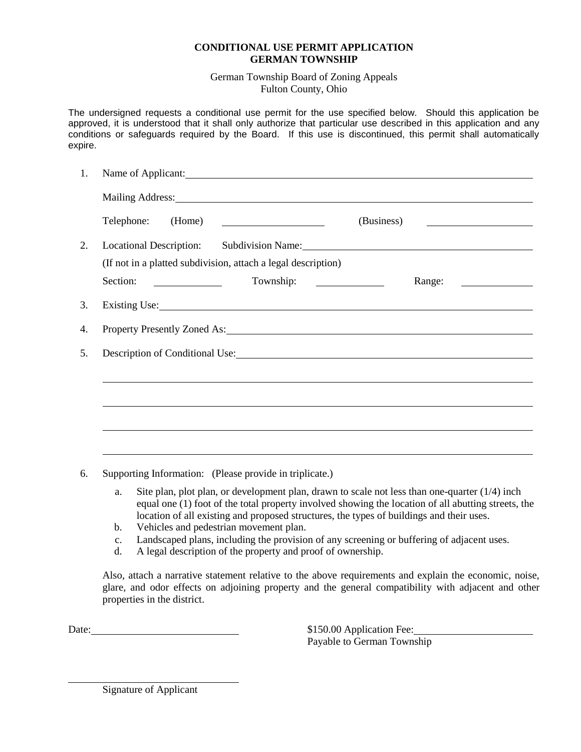# CONDITIONAL USE PERMIT APPLICATION
# GERMAN TOWNSHIP

German Township Board of Zoning Appeals
Fulton County, Ohio

The undersigned requests a conditional use permit for the use specified below. Should this application be approved, it is understood that it shall only authorize that particular use described in this application and any conditions or safeguards required by the Board. If this use is discontinued, this permit shall automatically expire.

1. Name of Applicant: ____________________

   Mailing Address: ____________________

   Telephone: (Home) ____________________ (Business) ____________________

2. Locational Description: Subdivision Name: ____________________

   (If not in a platted subdivision, attach a legal description)

   Section: __________ Township: __________ Range: __________

3. Existing Use: ____________________

4. Property Presently Zoned As: ____________________

5. Description of Conditional Use: ____________________

   ____________________

   ____________________

   ____________________

   ____________________

6. Supporting Information: (Please provide in triplicate.)

   a. Site plan, plot plan, or development plan, drawn to scale not less than one-quarter (1/4) inch equal one (1) foot of the total property involved showing the location of all abutting streets, the location of all existing and proposed structures, the types of buildings and their uses.
   b. Vehicles and pedestrian movement plan.
   c. Landscaped plans, including the provision of any screening or buffering of adjacent uses.
   d. A legal description of the property and proof of ownership.

   Also, attach a narrative statement relative to the above requirements and explain the economic, noise, glare, and odor effects on adjoining property and the general compatibility with adjacent and other properties in the district.

Date: ____________________

$150.00 Application Fee: ____________________
Payable to German Township

____________________
Signature of Applicant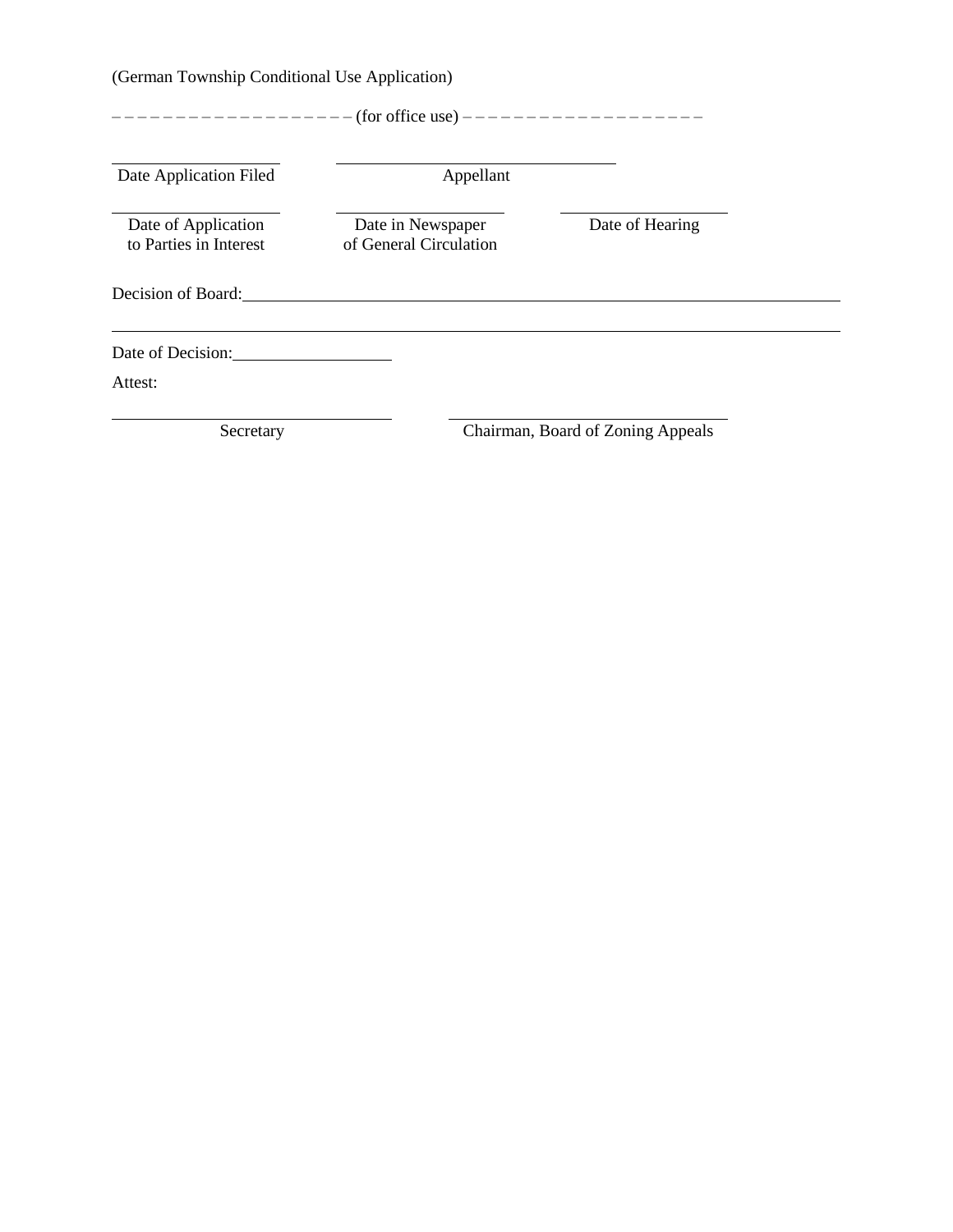(German Township Conditional Use Application)

– – – – – – – – – – – – – – – – – – – – (for office use) – – – – – – – – – – – – – – – – – – – –

| | | |
|---|---|---|
| Date Application Filed | Appellant | |
| Date of Application to Parties in Interest | Date in Newspaper of General Circulation | Date of Hearing |

Decision of Board: \_\_\_\_\_\_\_\_\_\_\_\_\_\_\_\_\_\_\_\_\_\_\_\_\_\_\_\_\_\_\_\_\_\_\_\_\_\_\_\_\_\_\_\_\_\_\_\_\_\_

\_\_\_\_\_\_\_\_\_\_\_\_\_\_\_\_\_\_\_\_\_\_\_\_\_\_\_\_\_\_\_\_\_\_\_\_\_\_\_\_\_\_\_\_\_\_\_\_\_\_\_\_\_\_\_\_\_\_\_\_\_\_\_\_\_\_

Date of Decision: \_\_\_\_\_\_\_\_\_\_\_\_\_\_\_\_\_\_

Attest:

| | |
|---|---|
| Secretary | Chairman, Board of Zoning Appeals |